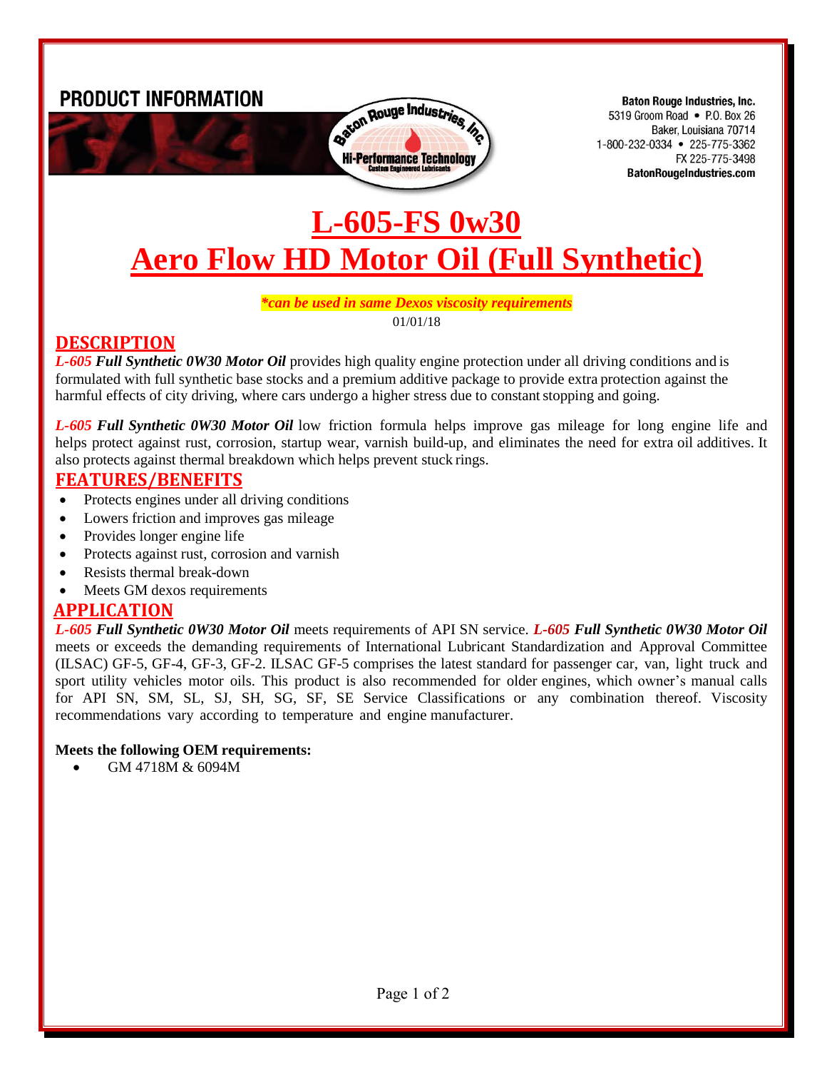PRODUCT INFORMATION

Baton Rouge Industries, Inc.
5319 Groom Road • P.O. Box 26
Baker, Louisiana 70714
1-800-232-0334 • 225-775-3362
FX 225-775-3498
BatonRougeIndustries.com

# L-605-FS 0w30
# Aero Flow HD Motor Oil (Full Synthetic)

***can be used in same Dexos viscosity requirements***

01/01/18

## DESCRIPTION

***L-605*** ***Full Synthetic 0W30 Motor Oil*** provides high quality engine protection under all driving conditions and is formulated with full synthetic base stocks and a premium additive package to provide extra protection against the harmful effects of city driving, where cars undergo a higher stress due to constant stopping and going.

***L-605*** ***Full Synthetic 0W30 Motor Oil*** low friction formula helps improve gas mileage for long engine life and helps protect against rust, corrosion, startup wear, varnish build-up, and eliminates the need for extra oil additives. It also protects against thermal breakdown which helps prevent stuck rings.

## FEATURES/BENEFITS

- Protects engines under all driving conditions
- Lowers friction and improves gas mileage
- Provides longer engine life
- Protects against rust, corrosion and varnish
- Resists thermal break-down
- Meets GM dexos requirements

## APPLICATION

***L-605*** ***Full Synthetic 0W30 Motor Oil*** meets requirements of API SN service. ***L-605*** ***Full Synthetic 0W30 Motor Oil*** meets or exceeds the demanding requirements of International Lubricant Standardization and Approval Committee (ILSAC) GF-5, GF-4, GF-3, GF-2. ILSAC GF-5 comprises the latest standard for passenger car, van, light truck and sport utility vehicles motor oils. This product is also recommended for older engines, which owner's manual calls for API SN, SM, SL, SJ, SH, SG, SF, SE Service Classifications or any combination thereof. Viscosity recommendations vary according to temperature and engine manufacturer.

**Meets the following OEM requirements:**

- GM 4718M & 6094M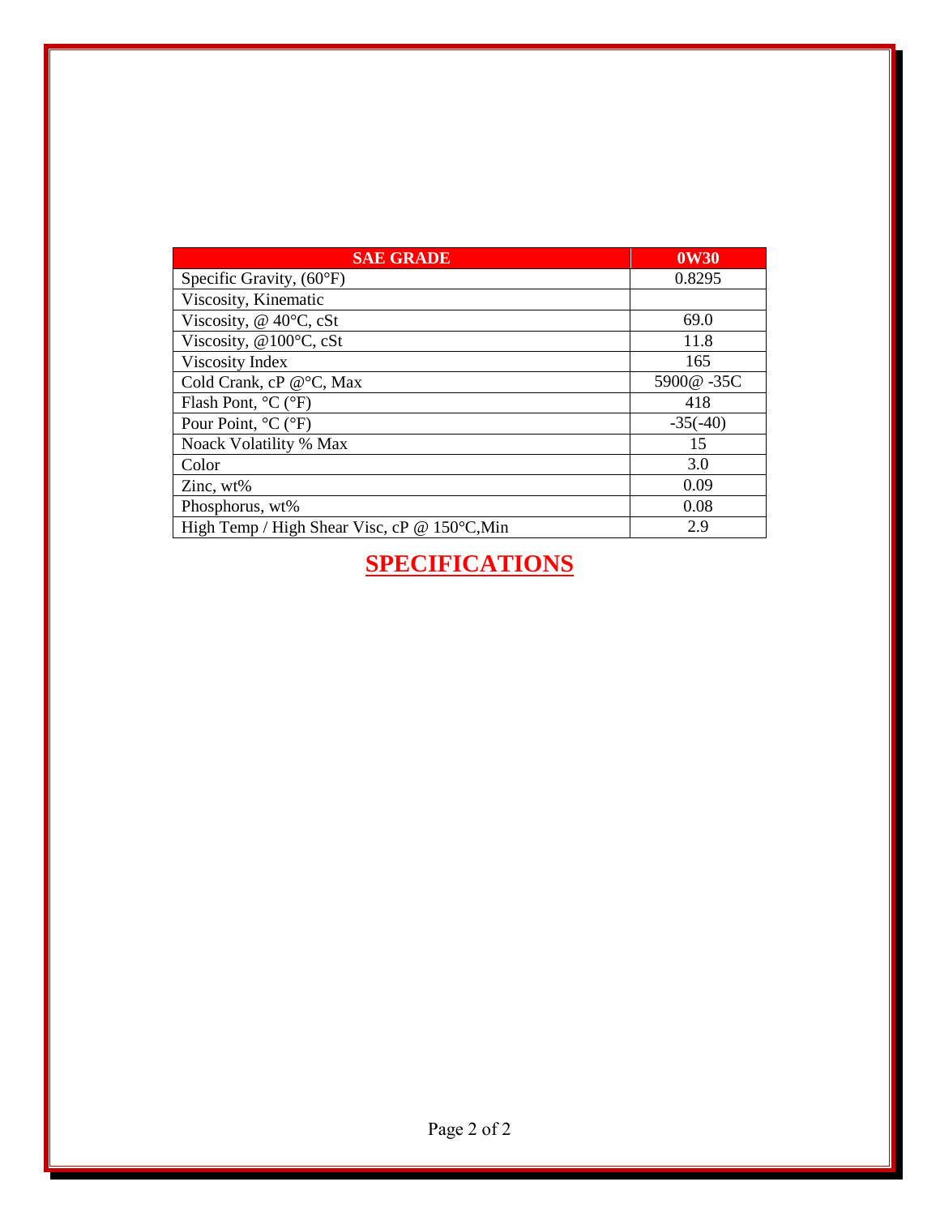| SAE GRADE | 0W30 |
| --- | --- |
| Specific Gravity, (60°F) | 0.8295 |
| Viscosity, Kinematic | |
| Viscosity, @ 40°C, cSt | 69.0 |
| Viscosity, @100°C, cSt | 11.8 |
| Viscosity Index | 165 |
| Cold Crank, cP @°C, Max | 5900@ -35C |
| Flash Pont, °C (°F) | 418 |
| Pour Point, °C (°F) | -35(-40) |
| Noack Volatility % Max | 15 |
| Color | 3.0 |
| Zinc, wt% | 0.09 |
| Phosphorus, wt% | 0.08 |
| High Temp / High Shear Visc, cP @ 150°C,Min | 2.9 |

## SPECIFICATIONS